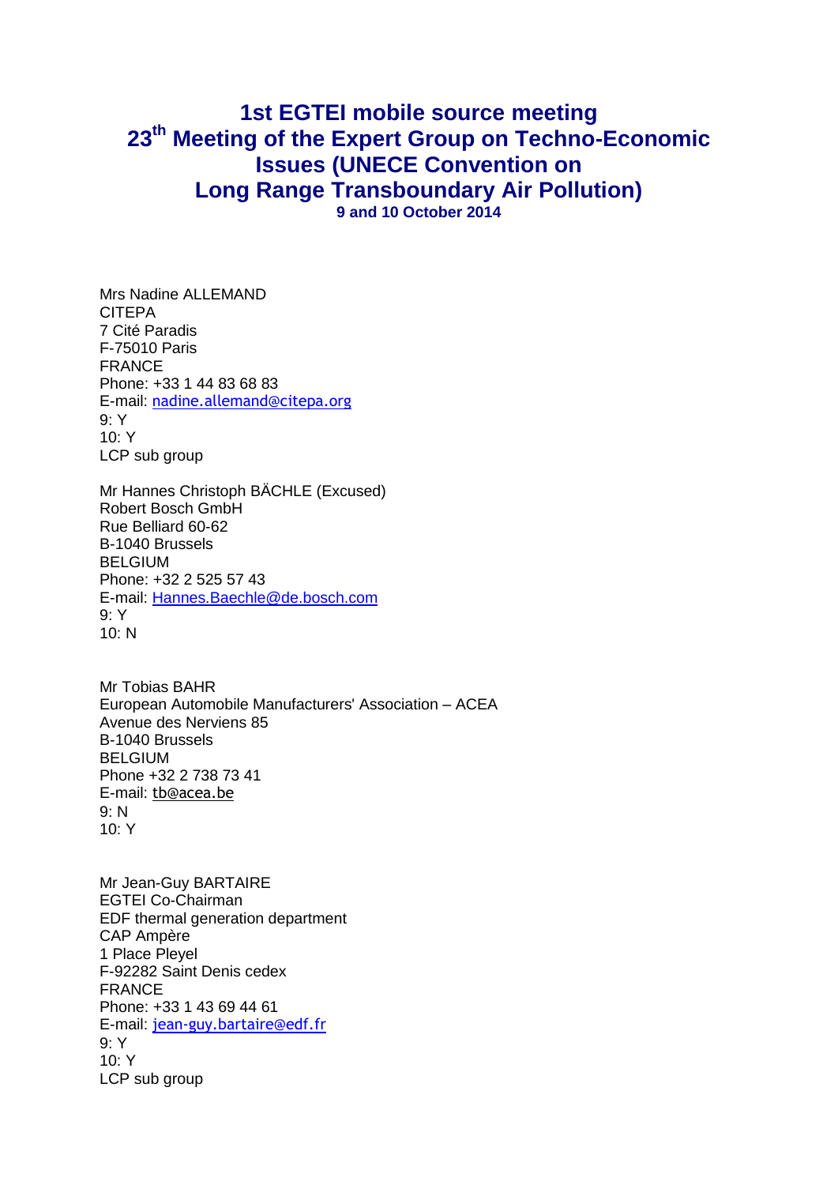# 1st EGTEI mobile source meeting
# 23[th] Meeting of the Expert Group on Techno-Economic Issues (UNECE Convention on Long Range Transboundary Air Pollution)
**9 and 10 October 2014**

Mrs Nadine ALLEMAND
CITEPA
7 Cité Paradis
F-75010 Paris
FRANCE
Phone: +33 1 44 83 68 83
E-mail: nadine.allemand@citepa.org
9: Y
10: Y
LCP sub group

Mr Hannes Christoph BÄCHLE (Excused)
Robert Bosch GmbH
Rue Belliard 60-62
B-1040 Brussels
BELGIUM
Phone: +32 2 525 57 43
E-mail: Hannes.Baechle@de.bosch.com
9: Y
10: N

Mr Tobias BAHR
European Automobile Manufacturers' Association – ACEA
Avenue des Nerviens 85
B-1040 Brussels
BELGIUM
Phone +32 2 738 73 41
E-mail: tb@acea.be
9: N
10: Y

Mr Jean-Guy BARTAIRE
EGTEI Co-Chairman
EDF thermal generation department
CAP Ampère
1 Place Pleyel
F-92282 Saint Denis cedex
FRANCE
Phone: +33 1 43 69 44 61
E-mail: jean-guy.bartaire@edf.fr
9: Y
10: Y
LCP sub group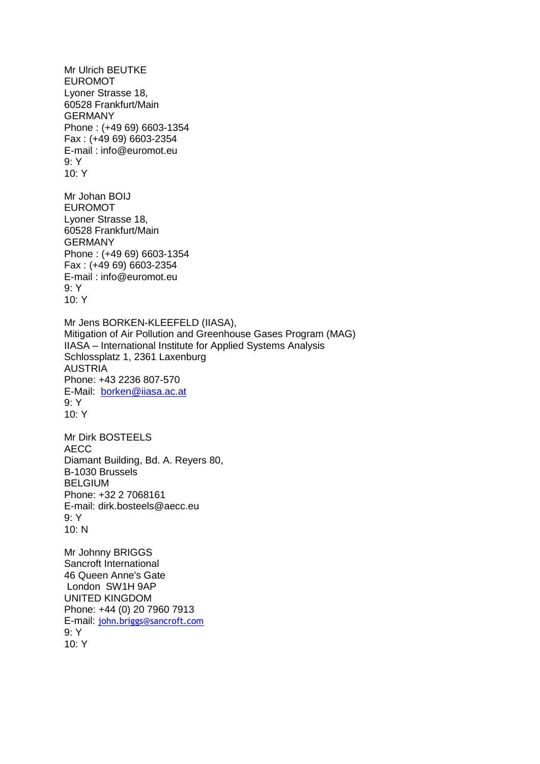Mr Ulrich BEUTKE
EUROMOT
Lyoner Strasse 18,
60528 Frankfurt/Main
GERMANY
Phone : (+49 69) 6603-1354
Fax : (+49 69) 6603-2354
E-mail : info@euromot.eu
9: Y
10: Y

Mr Johan BOIJ
EUROMOT
Lyoner Strasse 18,
60528 Frankfurt/Main
GERMANY
Phone : (+49 69) 6603-1354
Fax : (+49 69) 6603-2354
E-mail : info@euromot.eu
9: Y
10: Y

Mr Jens BORKEN-KLEEFELD (IIASA),
Mitigation of Air Pollution and Greenhouse Gases Program (MAG)
IIASA – International Institute for Applied Systems Analysis
Schlossplatz 1, 2361 Laxenburg
AUSTRIA
Phone: +43 2236 807-570
E-Mail: borken@iiasa.ac.at
9: Y
10: Y

Mr Dirk BOSTEELS
AECC
Diamant Building, Bd. A. Reyers 80,
B-1030 Brussels
BELGIUM
Phone: +32 2 7068161
E-mail: dirk.bosteels@aecc.eu
9: Y
10: N

Mr Johnny BRIGGS
Sancroft International
46 Queen Anne's Gate
London SW1H 9AP
UNITED KINGDOM
Phone: +44 (0) 20 7960 7913
E-mail: john.briggs@sancroft.com
9: Y
10: Y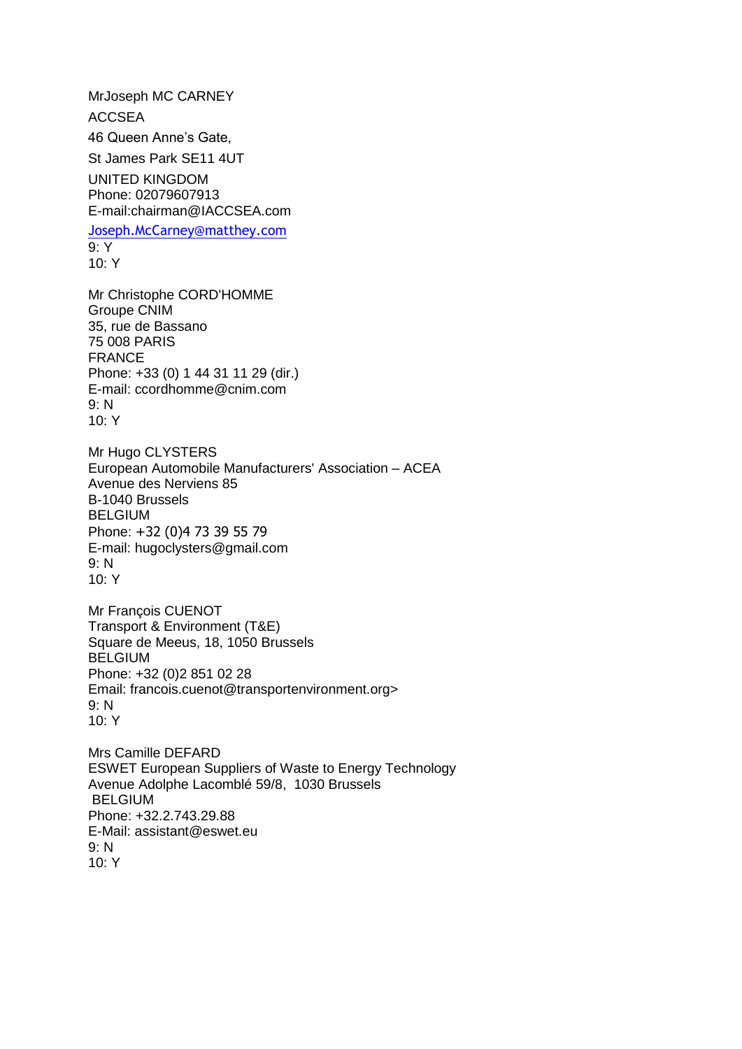MrJoseph MC CARNEY
ACCSEA
46 Queen Anne's Gate,
St James Park SE11 4UT
UNITED KINGDOM
Phone: 02079607913
E-mail:chairman@IACCSEA.com
Joseph.McCarney@matthey.com
9: Y
10: Y

Mr Christophe CORD'HOMME
Groupe CNIM
35, rue de Bassano
75 008 PARIS
FRANCE
Phone: +33 (0) 1 44 31 11 29 (dir.)
E-mail: ccordhomme@cnim.com
9: N
10: Y

Mr Hugo CLYSTERS
European Automobile Manufacturers' Association – ACEA
Avenue des Nerviens 85
B-1040 Brussels
BELGIUM
Phone: +32 (0)4 73 39 55 79
E-mail: hugoclysters@gmail.com
9: N
10: Y

Mr François CUENOT
Transport & Environment (T&E)
Square de Meeus, 18, 1050 Brussels
BELGIUM
Phone: +32 (0)2 851 02 28
Email: francois.cuenot@transportenvironment.org>
9: N
10: Y

Mrs Camille DEFARD
ESWET European Suppliers of Waste to Energy Technology
Avenue Adolphe Lacomblé 59/8, 1030 Brussels
BELGIUM
Phone: +32.2.743.29.88
E-Mail: assistant@eswet.eu
9: N
10: Y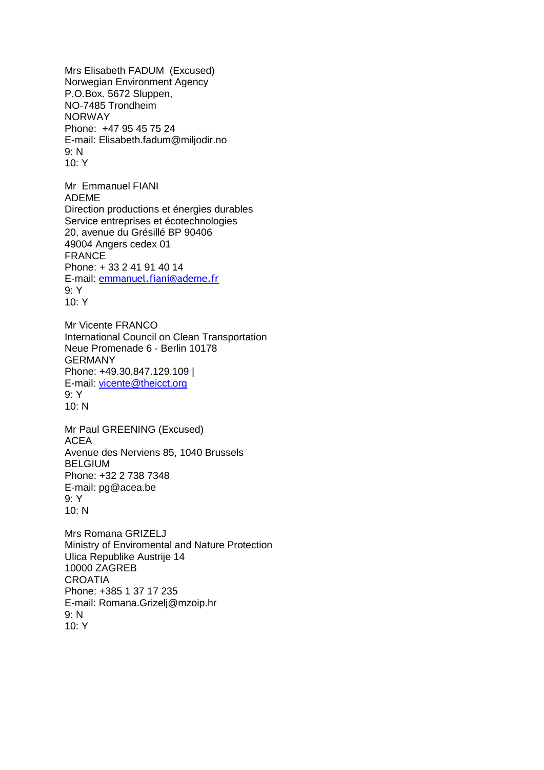Mrs Elisabeth FADUM (Excused)
Norwegian Environment Agency
P.O.Box. 5672 Sluppen,
NO-7485 Trondheim
NORWAY
Phone: +47 95 45 75 24
E-mail: Elisabeth.fadum@miljodir.no
9: N
10: Y

Mr Emmanuel FIANI
ADEME
Direction productions et énergies durables
Service entreprises et écotechnologies
20, avenue du Grésillé BP 90406
49004 Angers cedex 01
FRANCE
Phone: + 33 2 41 91 40 14
E-mail: emmanuel.fiani@ademe.fr
9: Y
10: Y

Mr Vicente FRANCO
International Council on Clean Transportation
Neue Promenade 6 - Berlin 10178
GERMANY
Phone: +49.30.847.129.109 |
E-mail: vicente@theicct.org
9: Y
10: N

Mr Paul GREENING (Excused)
ACEA
Avenue des Nerviens 85, 1040 Brussels
BELGIUM
Phone: +32 2 738 7348
E-mail: pg@acea.be
9: Y
10: N

Mrs Romana GRIZELJ
Ministry of Enviromental and Nature Protection
Ulica Republike Austrije 14
10000 ZAGREB
CROATIA
Phone: +385 1 37 17 235
E-mail: Romana.Grizelj@mzoip.hr
9: N
10: Y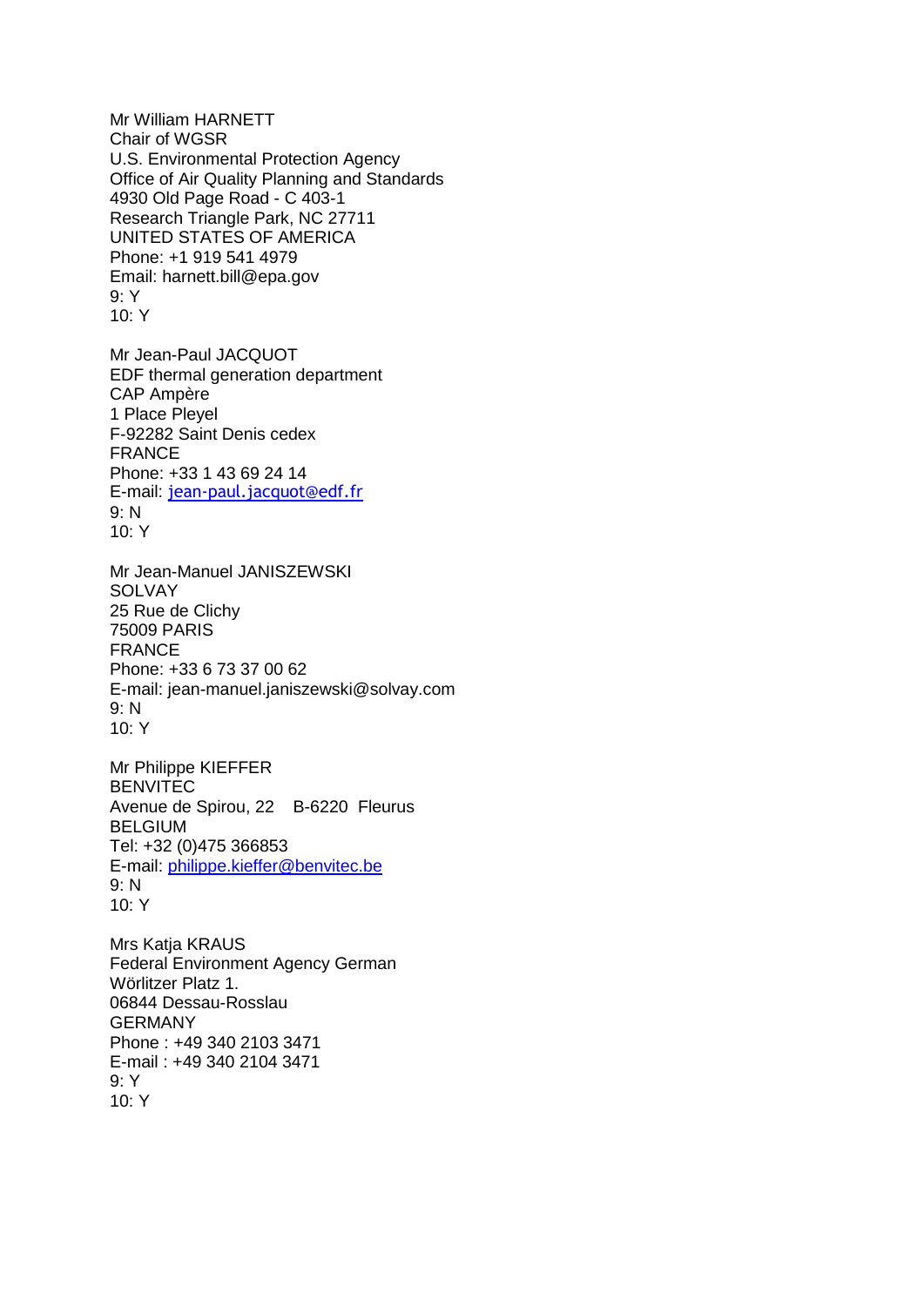Mr William HARNETT
Chair of WGSR
U.S. Environmental Protection Agency
Office of Air Quality Planning and Standards
4930 Old Page Road - C 403-1
Research Triangle Park, NC 27711
UNITED STATES OF AMERICA
Phone: +1 919 541 4979
Email: harnett.bill@epa.gov
9: Y
10: Y

Mr Jean-Paul JACQUOT
EDF thermal generation department
CAP Ampère
1 Place Pleyel
F-92282 Saint Denis cedex
FRANCE
Phone: +33 1 43 69 24 14
E-mail: jean-paul.jacquot@edf.fr
9: N
10: Y

Mr Jean-Manuel JANISZEWSKI
SOLVAY
25 Rue de Clichy
75009 PARIS
FRANCE
Phone: +33 6 73 37 00 62
E-mail: jean-manuel.janiszewski@solvay.com
9: N
10: Y

Mr Philippe KIEFFER
BENVITEC
Avenue de Spirou, 22    B-6220  Fleurus
BELGIUM
Tel: +32 (0)475 366853
E-mail: philippe.kieffer@benvitec.be
9: N
10: Y

Mrs Katja KRAUS
Federal Environment Agency German
Wörlitzer Platz 1.
06844 Dessau-Rosslau
GERMANY
Phone : +49 340 2103 3471
E-mail : +49 340 2104 3471
9: Y
10: Y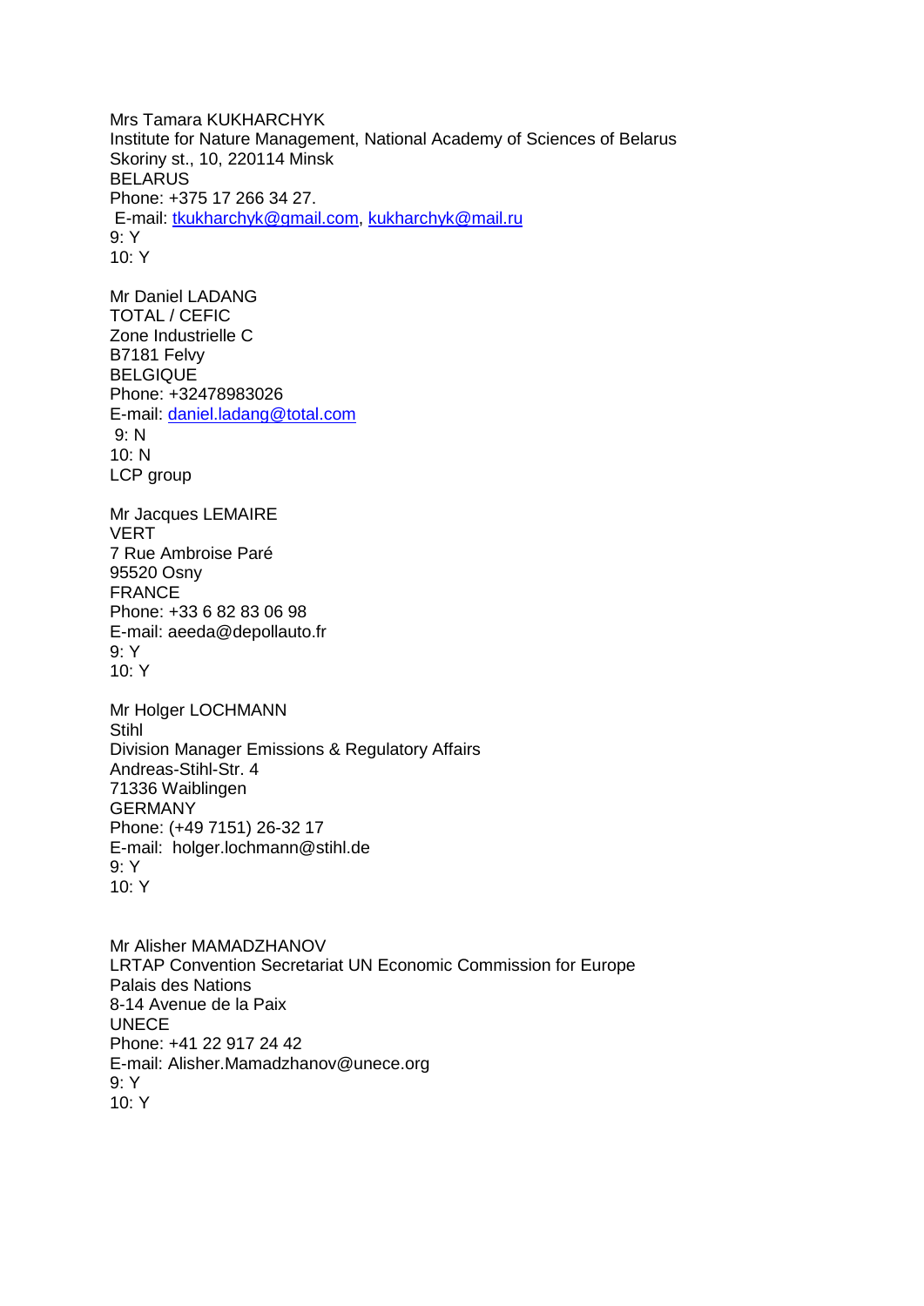Mrs Tamara KUKHARCHYK
Institute for Nature Management, National Academy of Sciences of Belarus
Skoriny st., 10, 220114 Minsk
BELARUS
Phone: +375 17 266 34 27.
E-mail: tkukharchyk@gmail.com, kukharchyk@mail.ru
9: Y
10: Y

Mr Daniel LADANG
TOTAL / CEFIC
Zone Industrielle C
B7181 Felvy
BELGIQUE
Phone: +32478983026
E-mail: daniel.ladang@total.com
9: N
10: N
LCP group

Mr Jacques LEMAIRE
VERT
7 Rue Ambroise Paré
95520 Osny
FRANCE
Phone: +33 6 82 83 06 98
E-mail: aeeda@depollauto.fr
9: Y
10: Y

Mr Holger LOCHMANN
Stihl
Division Manager Emissions & Regulatory Affairs
Andreas-Stihl-Str. 4
71336 Waiblingen
GERMANY
Phone: (+49 7151) 26-32 17
E-mail: holger.lochmann@stihl.de
9: Y
10: Y

Mr Alisher MAMADZHANOV
LRTAP Convention Secretariat UN Economic Commission for Europe
Palais des Nations
8-14 Avenue de la Paix
UNECE
Phone: +41 22 917 24 42
E-mail: Alisher.Mamadzhanov@unece.org
9: Y
10: Y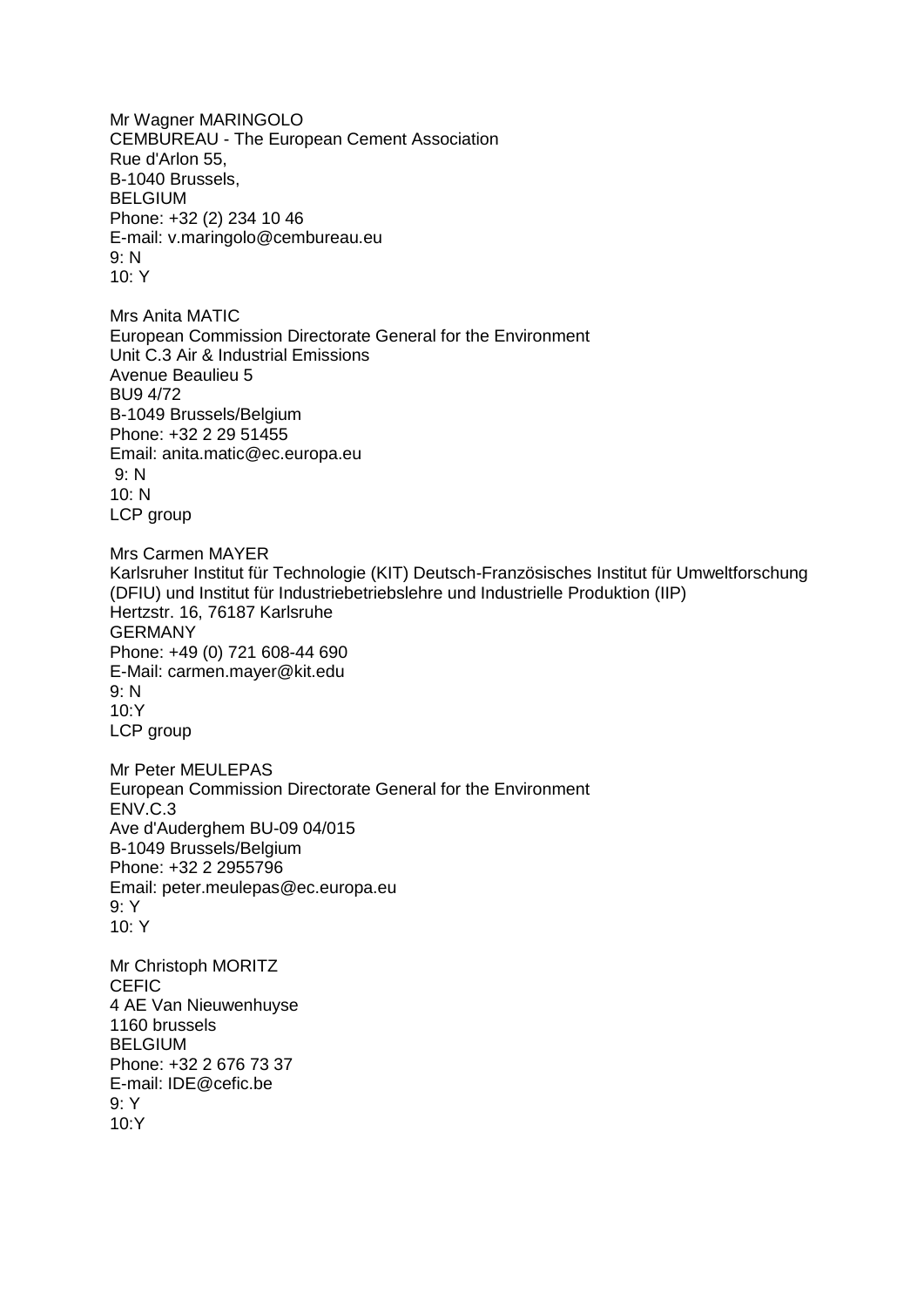Mr Wagner MARINGOLO
CEMBUREAU - The European Cement Association
Rue d'Arlon 55,
B-1040 Brussels,
BELGIUM
Phone: +32 (2) 234 10 46
E-mail: v.maringolo@cembureau.eu
9: N
10: Y

Mrs Anita MATIC
European Commission Directorate General for the Environment
Unit C.3 Air & Industrial Emissions
Avenue Beaulieu 5
BU9 4/72
B-1049 Brussels/Belgium
Phone: +32 2 29 51455
Email: anita.matic@ec.europa.eu
9: N
10: N
LCP group

Mrs Carmen MAYER
Karlsruher Institut für Technologie (KIT) Deutsch-Französisches Institut für Umweltforschung (DFIU) und Institut für Industriebetriebslehre und Industrielle Produktion (IIP)
Hertzstr. 16, 76187 Karlsruhe
GERMANY
Phone: +49 (0) 721 608-44 690
E-Mail: carmen.mayer@kit.edu
9: N
10:Y
LCP group

Mr Peter MEULEPAS
European Commission Directorate General for the Environment
ENV.C.3
Ave d'Auderghem BU-09 04/015
B-1049 Brussels/Belgium
Phone: +32 2 2955796
Email: peter.meulepas@ec.europa.eu
9: Y
10: Y

Mr Christoph MORITZ
CEFIC
4 AE Van Nieuwenhuyse
1160 brussels
BELGIUM
Phone: +32 2 676 73 37
E-mail: IDE@cefic.be
9: Y
10:Y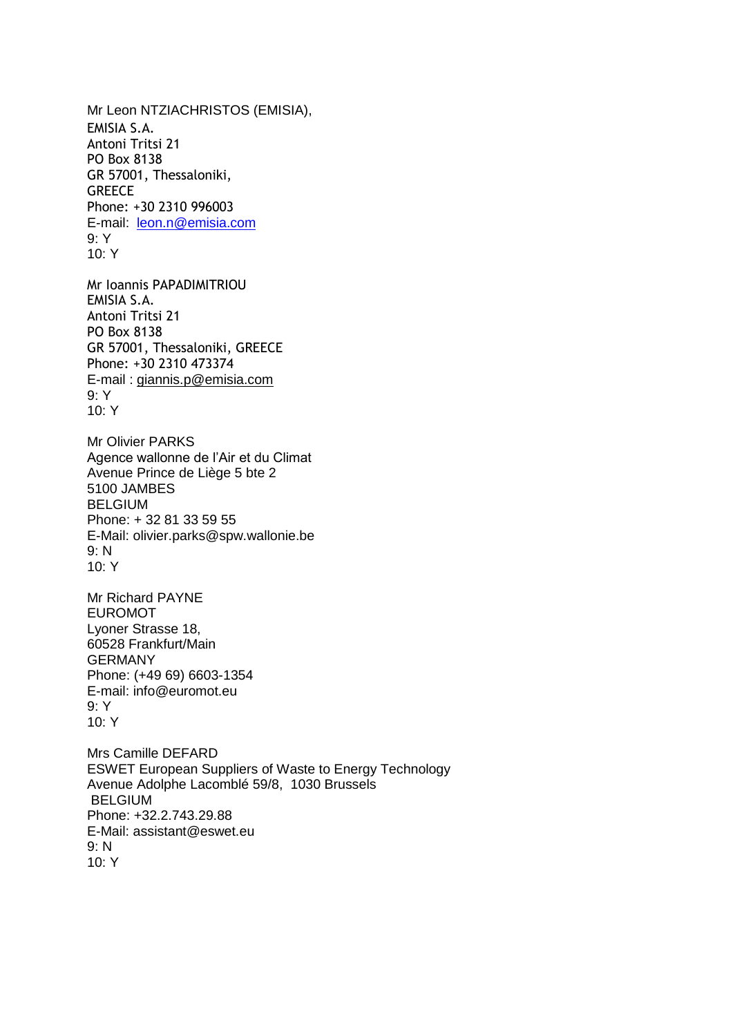Mr Leon NTZIACHRISTOS (EMISIA),
EMISIA S.A.
Antoni Tritsi 21
PO Box 8138
GR 57001, Thessaloniki,
GREECE
Phone: +30 2310 996003
E-mail: leon.n@emisia.com
9: Y
10: Y

Mr Ioannis PAPADIMITRIOU
EMISIA S.A.
Antoni Tritsi 21
PO Box 8138
GR 57001, Thessaloniki, GREECE
Phone: +30 2310 473374
E-mail : giannis.p@emisia.com
9: Y
10: Y

Mr Olivier PARKS
Agence wallonne de l'Air et du Climat
Avenue Prince de Liège 5 bte 2
5100 JAMBES
BELGIUM
Phone: + 32 81 33 59 55
E-Mail: olivier.parks@spw.wallonie.be
9: N
10: Y

Mr Richard PAYNE
EUROMOT
Lyoner Strasse 18,
60528 Frankfurt/Main
GERMANY
Phone: (+49 69) 6603-1354
E-mail: info@euromot.eu
9: Y
10: Y

Mrs Camille DEFARD
ESWET European Suppliers of Waste to Energy Technology
Avenue Adolphe Lacomblé 59/8, 1030 Brussels
BELGIUM
Phone: +32.2.743.29.88
E-Mail: assistant@eswet.eu
9: N
10: Y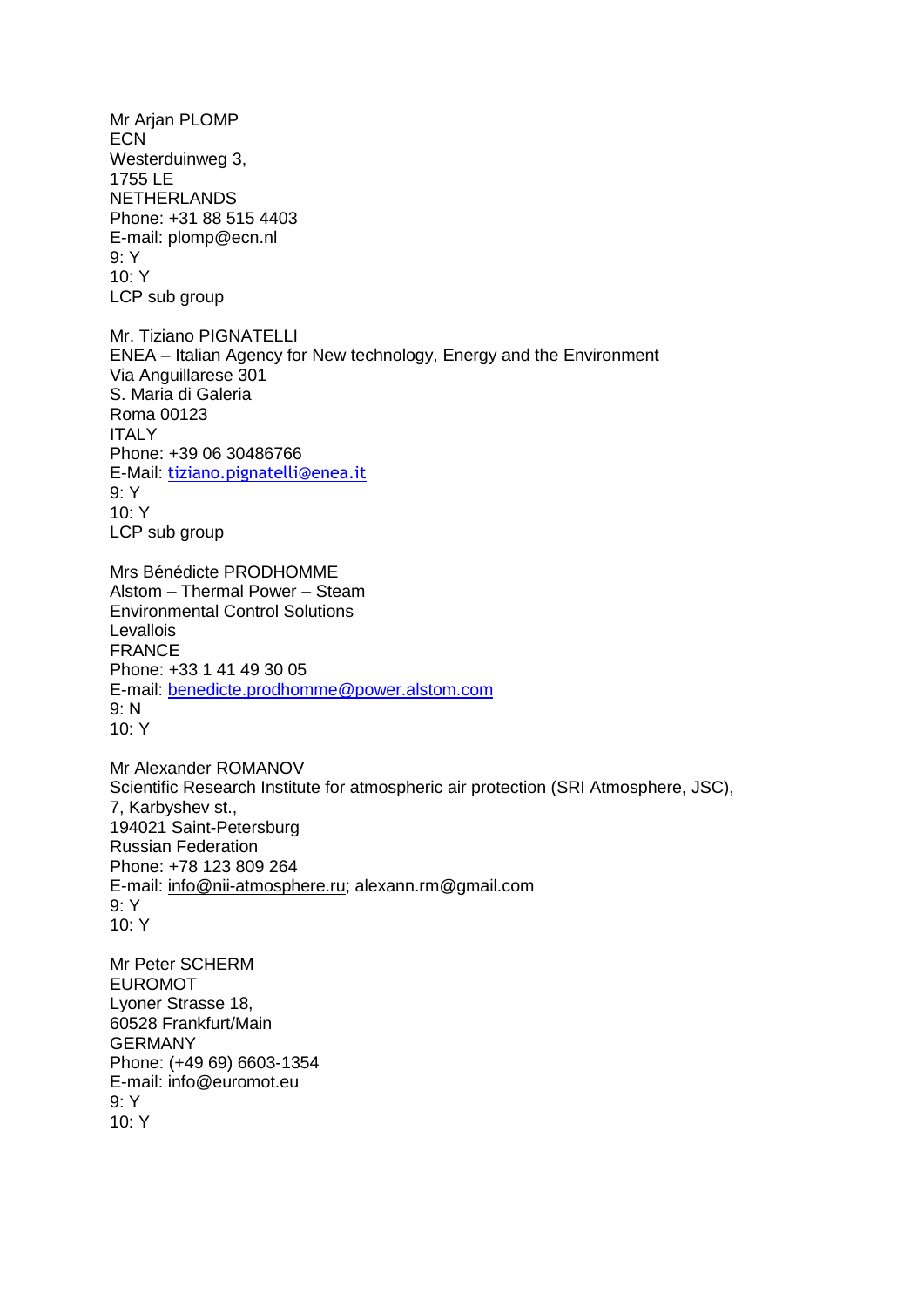Mr Arjan PLOMP
ECN
Westerduinweg 3,
1755 LE
NETHERLANDS
Phone: +31 88 515 4403
E-mail: plomp@ecn.nl
9: Y
10: Y
LCP sub group

Mr. Tiziano PIGNATELLI
ENEA – Italian Agency for New technology, Energy and the Environment
Via Anguillarese 301
S. Maria di Galeria
Roma 00123
ITALY
Phone: +39 06 30486766
E-Mail: tiziano.pignatelli@enea.it
9: Y
10: Y
LCP sub group

Mrs Bénédicte PRODHOMME
Alstom – Thermal Power – Steam
Environmental Control Solutions
Levallois
FRANCE
Phone: +33 1 41 49 30 05
E-mail: benedicte.prodhomme@power.alstom.com
9: N
10: Y

Mr Alexander ROMANOV
Scientific Research Institute for atmospheric air protection (SRI Atmosphere, JSC),
7, Karbyshev st.,
194021 Saint-Petersburg
Russian Federation
Phone: +78 123 809 264
E-mail: info@nii-atmosphere.ru; alexann.rm@gmail.com
9: Y
10: Y

Mr Peter SCHERM
EUROMOT
Lyoner Strasse 18,
60528 Frankfurt/Main
GERMANY
Phone: (+49 69) 6603-1354
E-mail: info@euromot.eu
9: Y
10: Y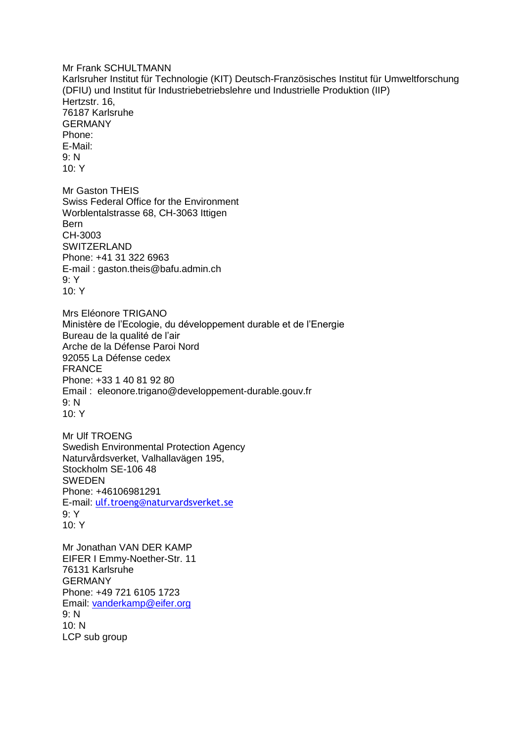Mr Frank SCHULTMANN
Karlsruher Institut für Technologie (KIT) Deutsch-Französisches Institut für Umweltforschung (DFIU) und Institut für Industriebetriebslehre und Industrielle Produktion (IIP)
Hertzstr. 16,
76187 Karlsruhe
GERMANY
Phone:
E-Mail:
9: N
10: Y

Mr Gaston THEIS
Swiss Federal Office for the Environment
Worblentalstrasse 68, CH-3063 Ittigen
Bern
CH-3003
SWITZERLAND
Phone: +41 31 322 6963
E-mail : gaston.theis@bafu.admin.ch
9: Y
10: Y

Mrs Eléonore TRIGANO
Ministère de l'Ecologie, du développement durable et de l'Energie
Bureau de la qualité de l'air
Arche de la Défense Paroi Nord
92055 La Défense cedex
FRANCE
Phone: +33 1 40 81 92 80
Email : eleonore.trigano@developpement-durable.gouv.fr
9: N
10: Y

Mr Ulf TROENG
Swedish Environmental Protection Agency
Naturvårdsverket, Valhallavägen 195,
Stockholm SE-106 48
SWEDEN
Phone: +46106981291
E-mail: ulf.troeng@naturvardsverket.se
9: Y
10: Y

Mr Jonathan VAN DER KAMP
EIFER I Emmy-Noether-Str. 11
76131 Karlsruhe
GERMANY
Phone: +49 721 6105 1723
Email: vanderkamp@eifer.org
9: N
10: N
LCP sub group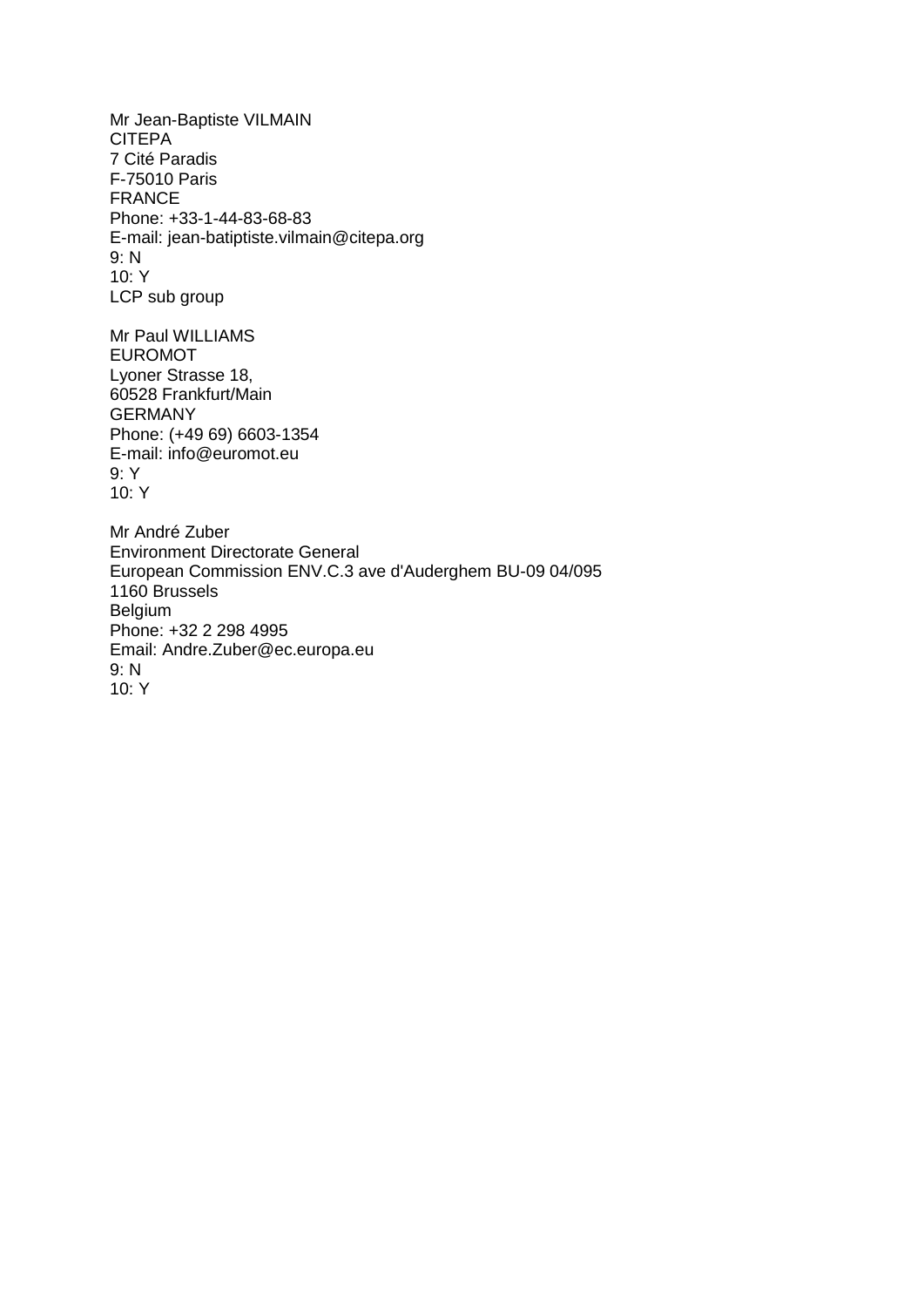Mr Jean-Baptiste VILMAIN
CITEPA
7 Cité Paradis
F-75010 Paris
FRANCE
Phone: +33-1-44-83-68-83
E-mail: jean-batiptiste.vilmain@citepa.org
9: N
10: Y
LCP sub group

Mr Paul WILLIAMS
EUROMOT
Lyoner Strasse 18,
60528 Frankfurt/Main
GERMANY
Phone: (+49 69) 6603-1354
E-mail: info@euromot.eu
9: Y
10: Y

Mr André Zuber
Environment Directorate General
European Commission ENV.C.3 ave d'Auderghem BU-09 04/095
1160 Brussels
Belgium
Phone: +32 2 298 4995
Email: Andre.Zuber@ec.europa.eu
9: N
10: Y